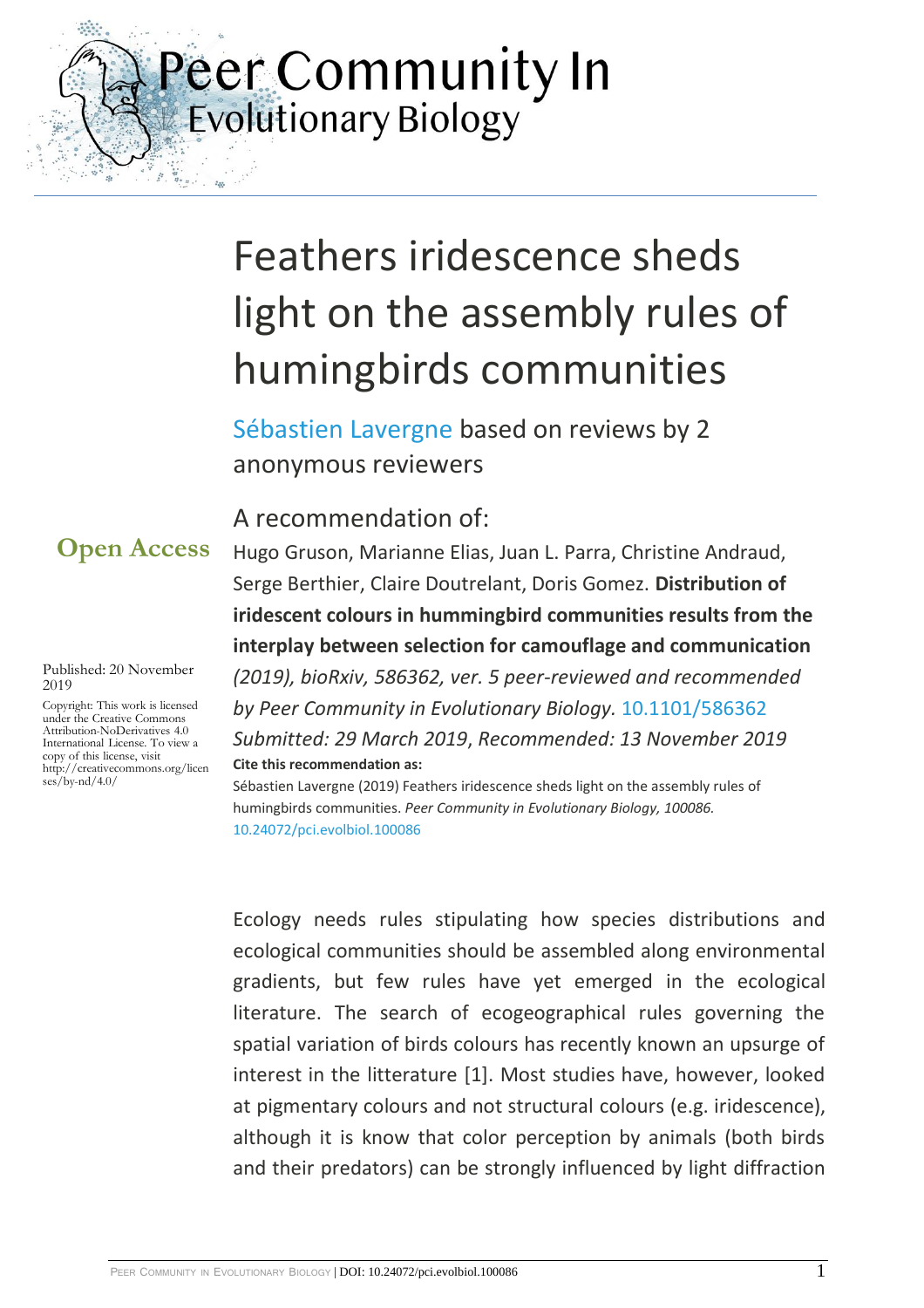Peer Community In
Evolutionary Biology

# Feathers iridescence sheds light on the assembly rules of humingbirds communities

Sébastien Lavergne based on reviews by 2 anonymous reviewers

**Open Access**

Published: 20 November 2019

Copyright: This work is licensed under the Creative Commons Attribution-NoDerivatives 4.0 International License. To view a copy of this license, visit http://creativecommons.org/licenses/by-nd/4.0/

A recommendation of:

Hugo Gruson, Marianne Elias, Juan L. Parra, Christine Andraud, Serge Berthier, Claire Doutrelant, Doris Gomez. **Distribution of iridescent colours in hummingbird communities results from the interplay between selection for camouflage and communication** *(2019), bioRxiv, 586362, ver. 5 peer-reviewed and recommended by Peer Community in Evolutionary Biology.* 10.1101/586362

*Submitted: 29 March 2019*, *Recommended: 13 November 2019*

**Cite this recommendation as:**

Sébastien Lavergne (2019) Feathers iridescence sheds light on the assembly rules of humingbirds communities. *Peer Community in Evolutionary Biology, 100086.* 10.24072/pci.evolbiol.100086

Ecology needs rules stipulating how species distributions and ecological communities should be assembled along environmental gradients, but few rules have yet emerged in the ecological literature. The search of ecogeographical rules governing the spatial variation of birds colours has recently known an upsurge of interest in the litterature [1]. Most studies have, however, looked at pigmentary colours and not structural colours (e.g. iridescence), although it is know that color perception by animals (both birds and their predators) can be strongly influenced by light diffraction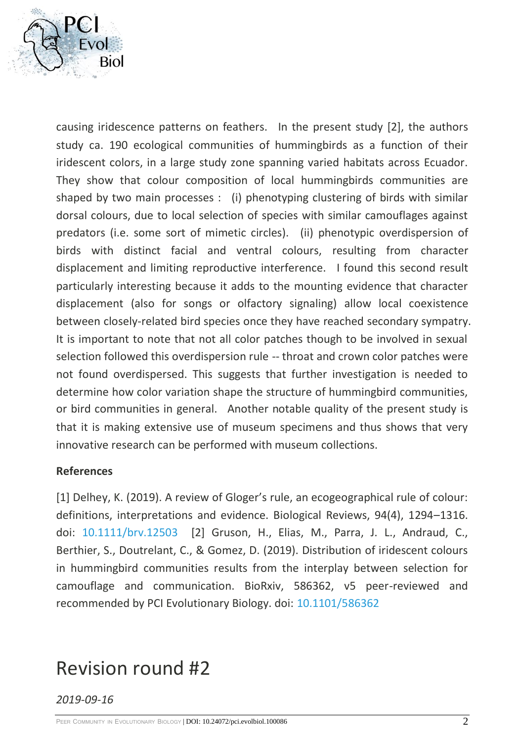causing iridescence patterns on feathers. In the present study [2], the authors study ca. 190 ecological communities of hummingbirds as a function of their iridescent colors, in a large study zone spanning varied habitats across Ecuador. They show that colour composition of local hummingbirds communities are shaped by two main processes : (i) phenotyping clustering of birds with similar dorsal colours, due to local selection of species with similar camouflages against predators (i.e. some sort of mimetic circles). (ii) phenotypic overdispersion of birds with distinct facial and ventral colours, resulting from character displacement and limiting reproductive interference. I found this second result particularly interesting because it adds to the mounting evidence that character displacement (also for songs or olfactory signaling) allow local coexistence between closely-related bird species once they have reached secondary sympatry. It is important to note that not all color patches though to be involved in sexual selection followed this overdispersion rule -- throat and crown color patches were not found overdispersed. This suggests that further investigation is needed to determine how color variation shape the structure of hummingbird communities, or bird communities in general. Another notable quality of the present study is that it is making extensive use of museum specimens and thus shows that very innovative research can be performed with museum collections.

**References**

[1] Delhey, K. (2019). A review of Gloger's rule, an ecogeographical rule of colour: definitions, interpretations and evidence. Biological Reviews, 94(4), 1294–1316. doi: 10.1111/brv.12503 [2] Gruson, H., Elias, M., Parra, J. L., Andraud, C., Berthier, S., Doutrelant, C., & Gomez, D. (2019). Distribution of iridescent colours in hummingbird communities results from the interplay between selection for camouflage and communication. BioRxiv, 586362, v5 peer-reviewed and recommended by PCI Evolutionary Biology. doi: 10.1101/586362

# Revision round #2

*2019-09-16*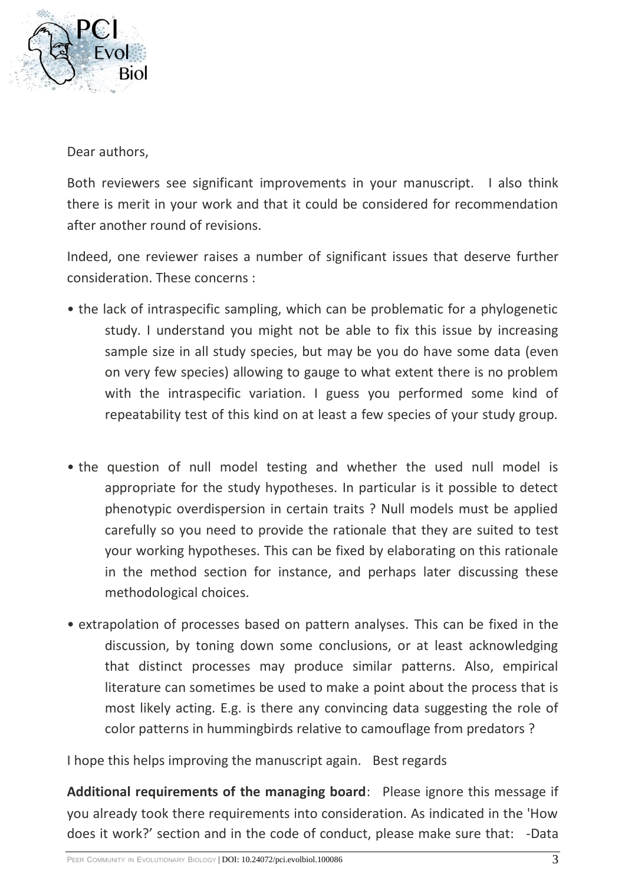Dear authors,

Both reviewers see significant improvements in your manuscript. I also think there is merit in your work and that it could be considered for recommendation after another round of revisions.

Indeed, one reviewer raises a number of significant issues that deserve further consideration. These concerns :

- the lack of intraspecific sampling, which can be problematic for a phylogenetic study. I understand you might not be able to fix this issue by increasing sample size in all study species, but may be you do have some data (even on very few species) allowing to gauge to what extent there is no problem with the intraspecific variation. I guess you performed some kind of repeatability test of this kind on at least a few species of your study group.

- the question of null model testing and whether the used null model is appropriate for the study hypotheses. In particular is it possible to detect phenotypic overdispersion in certain traits ? Null models must be applied carefully so you need to provide the rationale that they are suited to test your working hypotheses. This can be fixed by elaborating on this rationale in the method section for instance, and perhaps later discussing these methodological choices.

- extrapolation of processes based on pattern analyses. This can be fixed in the discussion, by toning down some conclusions, or at least acknowledging that distinct processes may produce similar patterns. Also, empirical literature can sometimes be used to make a point about the process that is most likely acting. E.g. is there any convincing data suggesting the role of color patterns in hummingbirds relative to camouflage from predators ?

I hope this helps improving the manuscript again. Best regards

**Additional requirements of the managing board**: Please ignore this message if you already took there requirements into consideration. As indicated in the 'How does it work?' section and in the code of conduct, please make sure that: -Data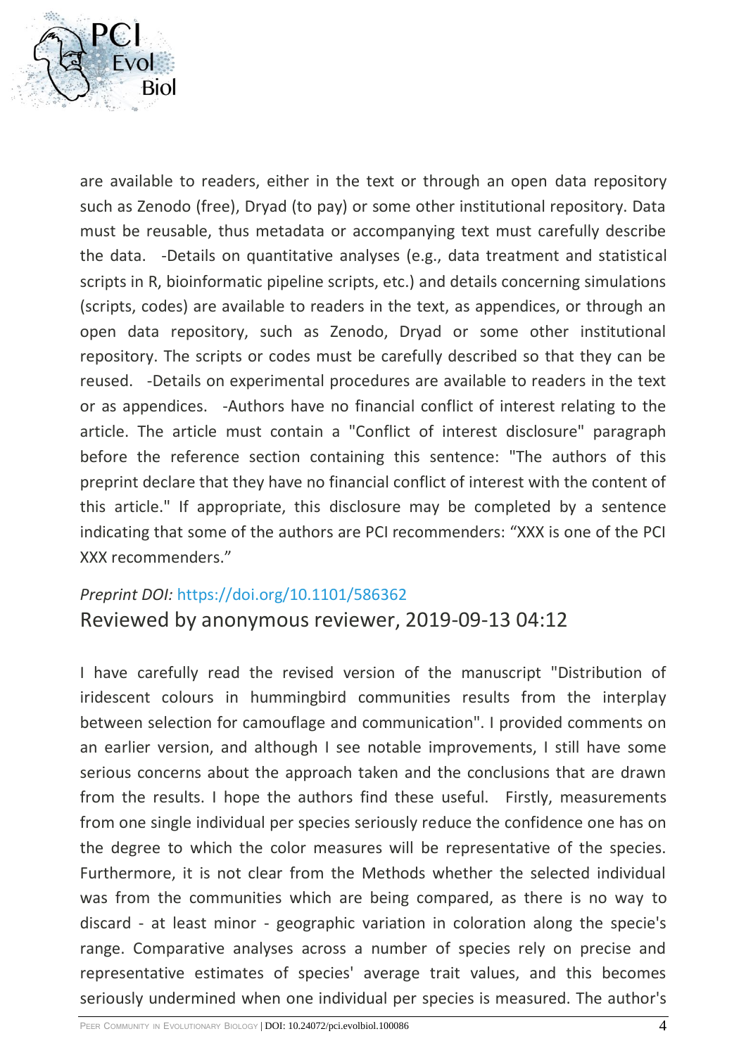are available to readers, either in the text or through an open data repository such as Zenodo (free), Dryad (to pay) or some other institutional repository. Data must be reusable, thus metadata or accompanying text must carefully describe the data.   -Details on quantitative analyses (e.g., data treatment and statistical scripts in R, bioinformatic pipeline scripts, etc.) and details concerning simulations (scripts, codes) are available to readers in the text, as appendices, or through an open data repository, such as Zenodo, Dryad or some other institutional repository. The scripts or codes must be carefully described so that they can be reused.   -Details on experimental procedures are available to readers in the text or as appendices.   -Authors have no financial conflict of interest relating to the article. The article must contain a "Conflict of interest disclosure" paragraph before the reference section containing this sentence: "The authors of this preprint declare that they have no financial conflict of interest with the content of this article." If appropriate, this disclosure may be completed by a sentence indicating that some of the authors are PCI recommenders: “XXX is one of the PCI XXX recommenders.”

*Preprint DOI:* https://doi.org/10.1101/586362

## Reviewed by anonymous reviewer, 2019-09-13 04:12

I have carefully read the revised version of the manuscript "Distribution of iridescent colours in hummingbird communities results from the interplay between selection for camouflage and communication". I provided comments on an earlier version, and although I see notable improvements, I still have some serious concerns about the approach taken and the conclusions that are drawn from the results. I hope the authors find these useful.   Firstly, measurements from one single individual per species seriously reduce the confidence one has on the degree to which the color measures will be representative of the species. Furthermore, it is not clear from the Methods whether the selected individual was from the communities which are being compared, as there is no way to discard - at least minor - geographic variation in coloration along the specie's range. Comparative analyses across a number of species rely on precise and representative estimates of species' average trait values, and this becomes seriously undermined when one individual per species is measured. The author's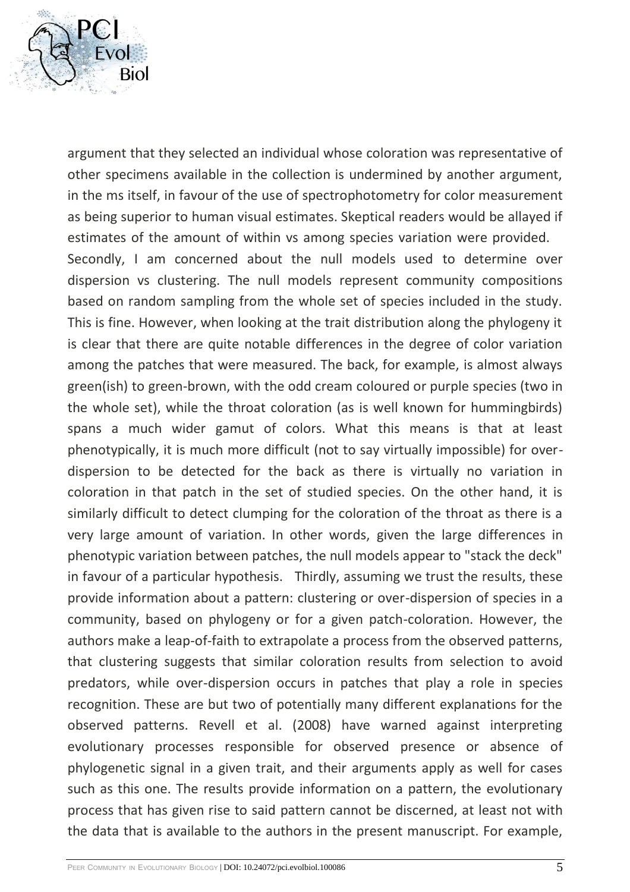argument that they selected an individual whose coloration was representative of other specimens available in the collection is undermined by another argument, in the ms itself, in favour of the use of spectrophotometry for color measurement as being superior to human visual estimates. Skeptical readers would be allayed if estimates of the amount of within vs among species variation were provided.

Secondly, I am concerned about the null models used to determine over dispersion vs clustering. The null models represent community compositions based on random sampling from the whole set of species included in the study. This is fine. However, when looking at the trait distribution along the phylogeny it is clear that there are quite notable differences in the degree of color variation among the patches that were measured. The back, for example, is almost always green(ish) to green-brown, with the odd cream coloured or purple species (two in the whole set), while the throat coloration (as is well known for hummingbirds) spans a much wider gamut of colors. What this means is that at least phenotypically, it is much more difficult (not to say virtually impossible) for over-dispersion to be detected for the back as there is virtually no variation in coloration in that patch in the set of studied species. On the other hand, it is similarly difficult to detect clumping for the coloration of the throat as there is a very large amount of variation. In other words, given the large differences in phenotypic variation between patches, the null models appear to "stack the deck" in favour of a particular hypothesis. Thirdly, assuming we trust the results, these provide information about a pattern: clustering or over-dispersion of species in a community, based on phylogeny or for a given patch-coloration. However, the authors make a leap-of-faith to extrapolate a process from the observed patterns, that clustering suggests that similar coloration results from selection to avoid predators, while over-dispersion occurs in patches that play a role in species recognition. These are but two of potentially many different explanations for the observed patterns. Revell et al. (2008) have warned against interpreting evolutionary processes responsible for observed presence or absence of phylogenetic signal in a given trait, and their arguments apply as well for cases such as this one. The results provide information on a pattern, the evolutionary process that has given rise to said pattern cannot be discerned, at least not with the data that is available to the authors in the present manuscript. For example,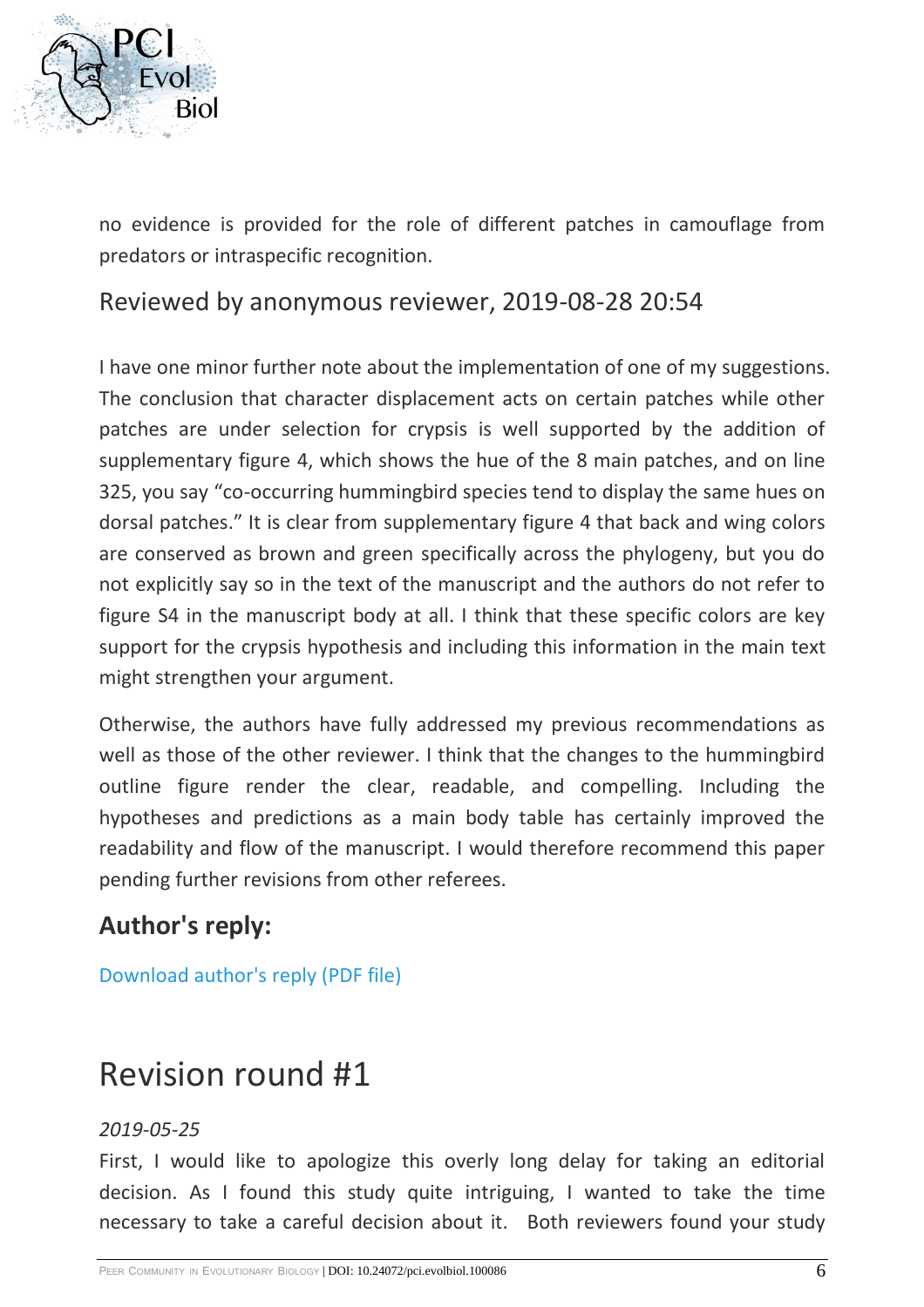no evidence is provided for the role of different patches in camouflage from predators or intraspecific recognition.

## Reviewed by anonymous reviewer, 2019-08-28 20:54

I have one minor further note about the implementation of one of my suggestions. The conclusion that character displacement acts on certain patches while other patches are under selection for crypsis is well supported by the addition of supplementary figure 4, which shows the hue of the 8 main patches, and on line 325, you say "co-occurring hummingbird species tend to display the same hues on dorsal patches." It is clear from supplementary figure 4 that back and wing colors are conserved as brown and green specifically across the phylogeny, but you do not explicitly say so in the text of the manuscript and the authors do not refer to figure S4 in the manuscript body at all. I think that these specific colors are key support for the crypsis hypothesis and including this information in the main text might strengthen your argument.

Otherwise, the authors have fully addressed my previous recommendations as well as those of the other reviewer. I think that the changes to the hummingbird outline figure render the clear, readable, and compelling. Including the hypotheses and predictions as a main body table has certainly improved the readability and flow of the manuscript. I would therefore recommend this paper pending further revisions from other referees.

### **Author's reply:**

Download author's reply (PDF file)

# Revision round #1

*2019-05-25*

First, I would like to apologize this overly long delay for taking an editorial decision. As I found this study quite intriguing, I wanted to take the time necessary to take a careful decision about it. Both reviewers found your study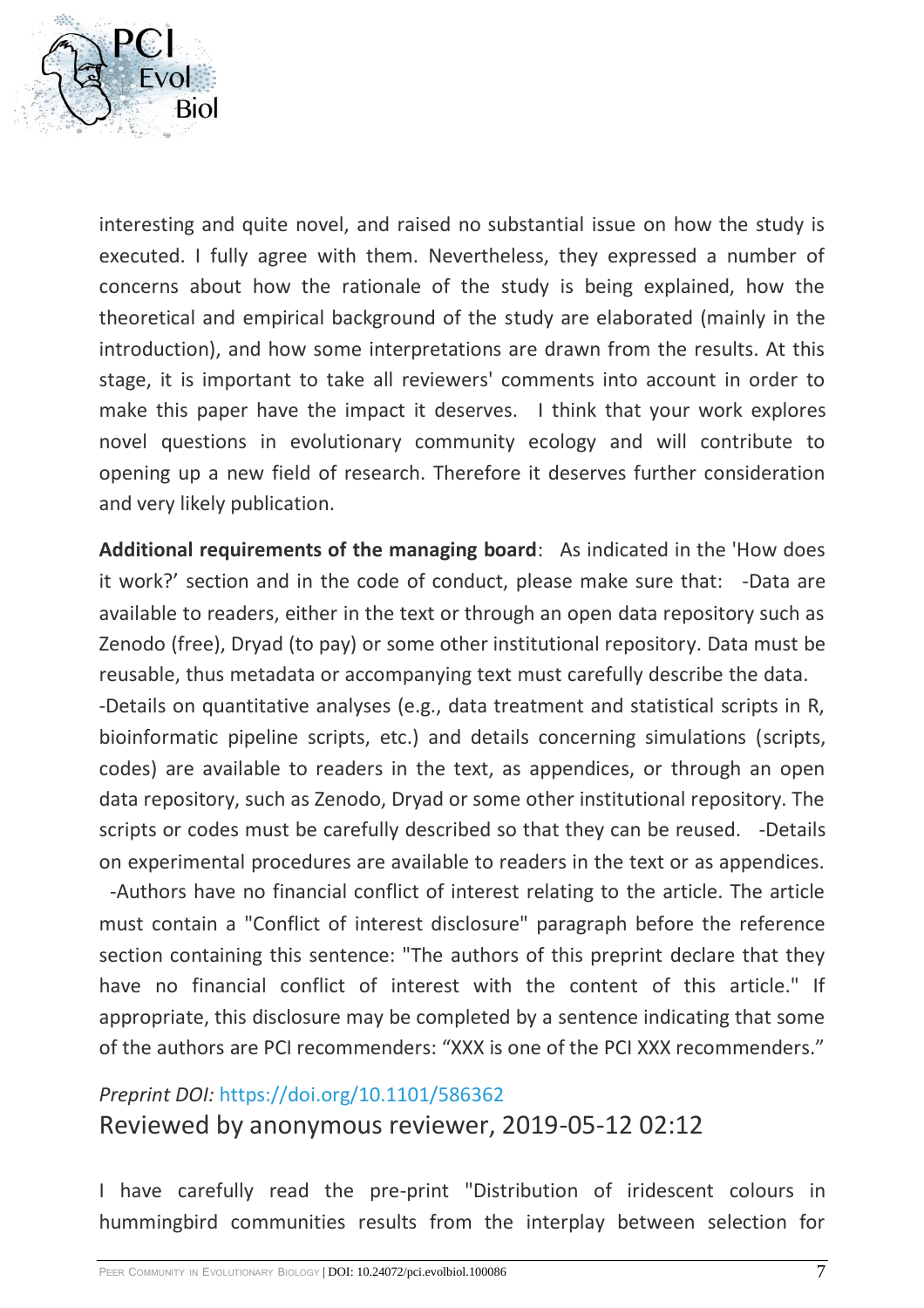interesting and quite novel, and raised no substantial issue on how the study is executed. I fully agree with them. Nevertheless, they expressed a number of concerns about how the rationale of the study is being explained, how the theoretical and empirical background of the study are elaborated (mainly in the introduction), and how some interpretations are drawn from the results. At this stage, it is important to take all reviewers' comments into account in order to make this paper have the impact it deserves. I think that your work explores novel questions in evolutionary community ecology and will contribute to opening up a new field of research. Therefore it deserves further consideration and very likely publication.

**Additional requirements of the managing board**: As indicated in the 'How does it work?' section and in the code of conduct, please make sure that: -Data are available to readers, either in the text or through an open data repository such as Zenodo (free), Dryad (to pay) or some other institutional repository. Data must be reusable, thus metadata or accompanying text must carefully describe the data.
-Details on quantitative analyses (e.g., data treatment and statistical scripts in R, bioinformatic pipeline scripts, etc.) and details concerning simulations (scripts, codes) are available to readers in the text, as appendices, or through an open data repository, such as Zenodo, Dryad or some other institutional repository. The scripts or codes must be carefully described so that they can be reused. -Details on experimental procedures are available to readers in the text or as appendices. -Authors have no financial conflict of interest relating to the article. The article must contain a "Conflict of interest disclosure" paragraph before the reference section containing this sentence: "The authors of this preprint declare that they have no financial conflict of interest with the content of this article." If appropriate, this disclosure may be completed by a sentence indicating that some of the authors are PCI recommenders: "XXX is one of the PCI XXX recommenders."

*Preprint DOI:* https://doi.org/10.1101/586362

## Reviewed by anonymous reviewer, 2019-05-12 02:12

I have carefully read the pre-print "Distribution of iridescent colours in hummingbird communities results from the interplay between selection for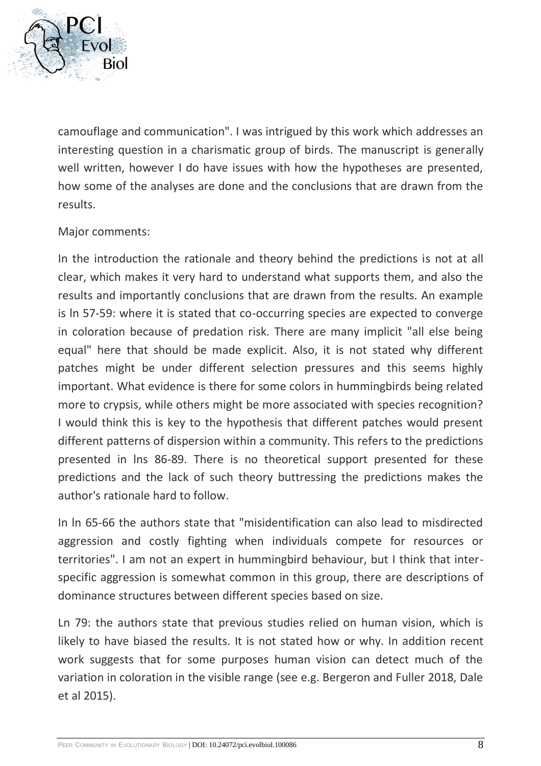camouflage and communication". I was intrigued by this work which addresses an interesting question in a charismatic group of birds. The manuscript is generally well written, however I do have issues with how the hypotheses are presented, how some of the analyses are done and the conclusions that are drawn from the results.

Major comments:

In the introduction the rationale and theory behind the predictions is not at all clear, which makes it very hard to understand what supports them, and also the results and importantly conclusions that are drawn from the results. An example is ln 57-59: where it is stated that co-occurring species are expected to converge in coloration because of predation risk. There are many implicit "all else being equal" here that should be made explicit. Also, it is not stated why different patches might be under different selection pressures and this seems highly important. What evidence is there for some colors in hummingbirds being related more to crypsis, while others might be more associated with species recognition? I would think this is key to the hypothesis that different patches would present different patterns of dispersion within a community. This refers to the predictions presented in lns 86-89. There is no theoretical support presented for these predictions and the lack of such theory buttressing the predictions makes the author's rationale hard to follow.

In ln 65-66 the authors state that "misidentification can also lead to misdirected aggression and costly fighting when individuals compete for resources or territories". I am not an expert in hummingbird behaviour, but I think that inter-specific aggression is somewhat common in this group, there are descriptions of dominance structures between different species based on size.

Ln 79: the authors state that previous studies relied on human vision, which is likely to have biased the results. It is not stated how or why. In addition recent work suggests that for some purposes human vision can detect much of the variation in coloration in the visible range (see e.g. Bergeron and Fuller 2018, Dale et al 2015).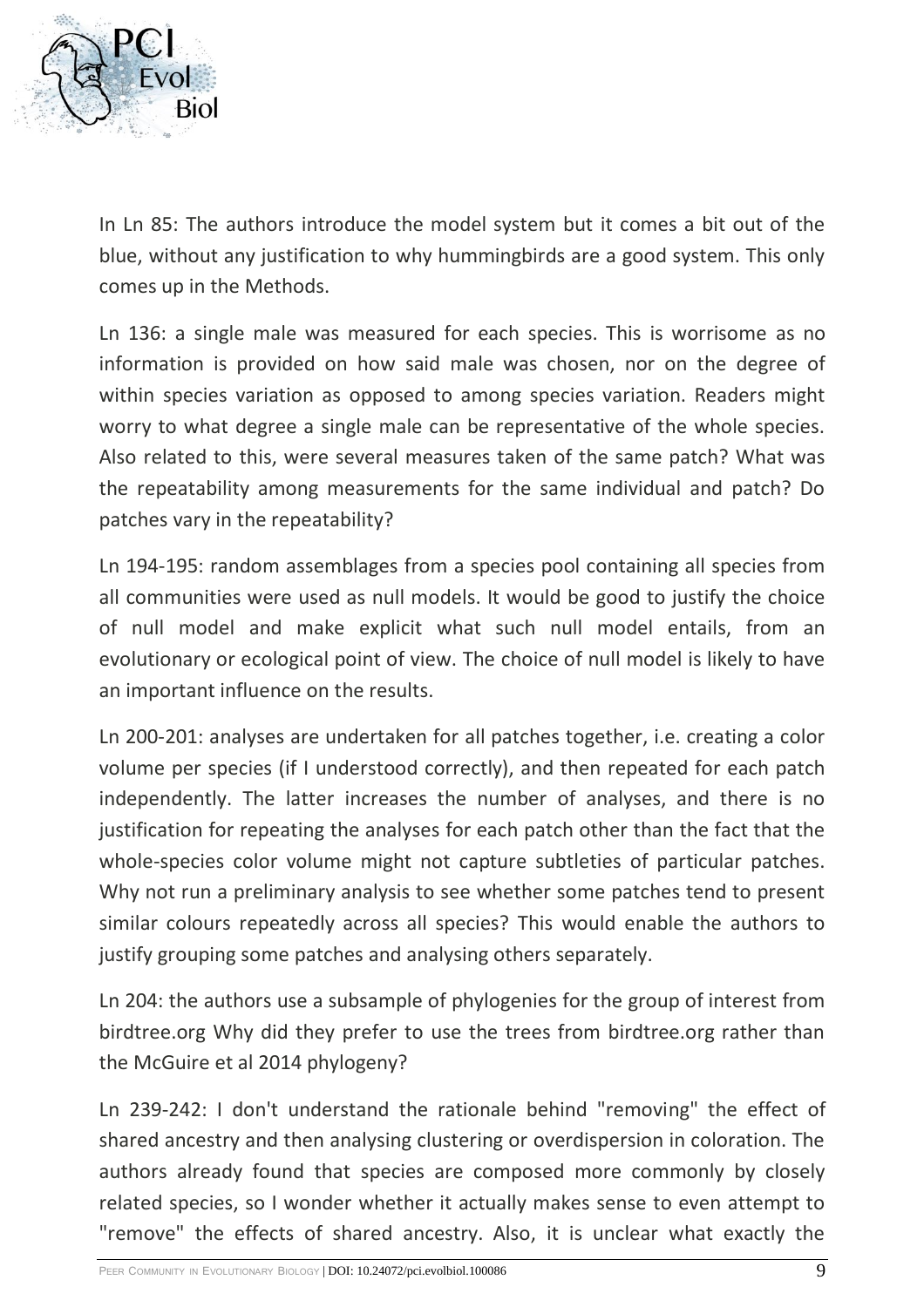In Ln 85: The authors introduce the model system but it comes a bit out of the blue, without any justification to why hummingbirds are a good system. This only comes up in the Methods.

Ln 136: a single male was measured for each species. This is worrisome as no information is provided on how said male was chosen, nor on the degree of within species variation as opposed to among species variation. Readers might worry to what degree a single male can be representative of the whole species. Also related to this, were several measures taken of the same patch? What was the repeatability among measurements for the same individual and patch? Do patches vary in the repeatability?

Ln 194-195: random assemblages from a species pool containing all species from all communities were used as null models. It would be good to justify the choice of null model and make explicit what such null model entails, from an evolutionary or ecological point of view. The choice of null model is likely to have an important influence on the results.

Ln 200-201: analyses are undertaken for all patches together, i.e. creating a color volume per species (if I understood correctly), and then repeated for each patch independently. The latter increases the number of analyses, and there is no justification for repeating the analyses for each patch other than the fact that the whole-species color volume might not capture subtleties of particular patches. Why not run a preliminary analysis to see whether some patches tend to present similar colours repeatedly across all species? This would enable the authors to justify grouping some patches and analysing others separately.

Ln 204: the authors use a subsample of phylogenies for the group of interest from birdtree.org Why did they prefer to use the trees from birdtree.org rather than the McGuire et al 2014 phylogeny?

Ln 239-242: I don't understand the rationale behind "removing" the effect of shared ancestry and then analysing clustering or overdispersion in coloration. The authors already found that species are composed more commonly by closely related species, so I wonder whether it actually makes sense to even attempt to "remove" the effects of shared ancestry. Also, it is unclear what exactly the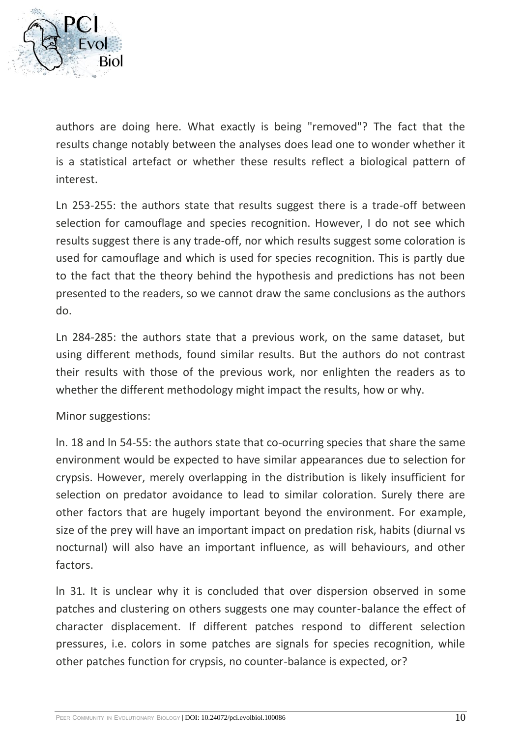authors are doing here. What exactly is being "removed"? The fact that the results change notably between the analyses does lead one to wonder whether it is a statistical artefact or whether these results reflect a biological pattern of interest.

Ln 253-255: the authors state that results suggest there is a trade-off between selection for camouflage and species recognition. However, I do not see which results suggest there is any trade-off, nor which results suggest some coloration is used for camouflage and which is used for species recognition. This is partly due to the fact that the theory behind the hypothesis and predictions has not been presented to the readers, so we cannot draw the same conclusions as the authors do.

Ln 284-285: the authors state that a previous work, on the same dataset, but using different methods, found similar results. But the authors do not contrast their results with those of the previous work, nor enlighten the readers as to whether the different methodology might impact the results, how or why.

Minor suggestions:

ln. 18 and ln 54-55: the authors state that co-ocurring species that share the same environment would be expected to have similar appearances due to selection for crypsis. However, merely overlapping in the distribution is likely insufficient for selection on predator avoidance to lead to similar coloration. Surely there are other factors that are hugely important beyond the environment. For example, size of the prey will have an important impact on predation risk, habits (diurnal vs nocturnal) will also have an important influence, as will behaviours, and other factors.

ln 31. It is unclear why it is concluded that over dispersion observed in some patches and clustering on others suggests one may counter-balance the effect of character displacement. If different patches respond to different selection pressures, i.e. colors in some patches are signals for species recognition, while other patches function for crypsis, no counter-balance is expected, or?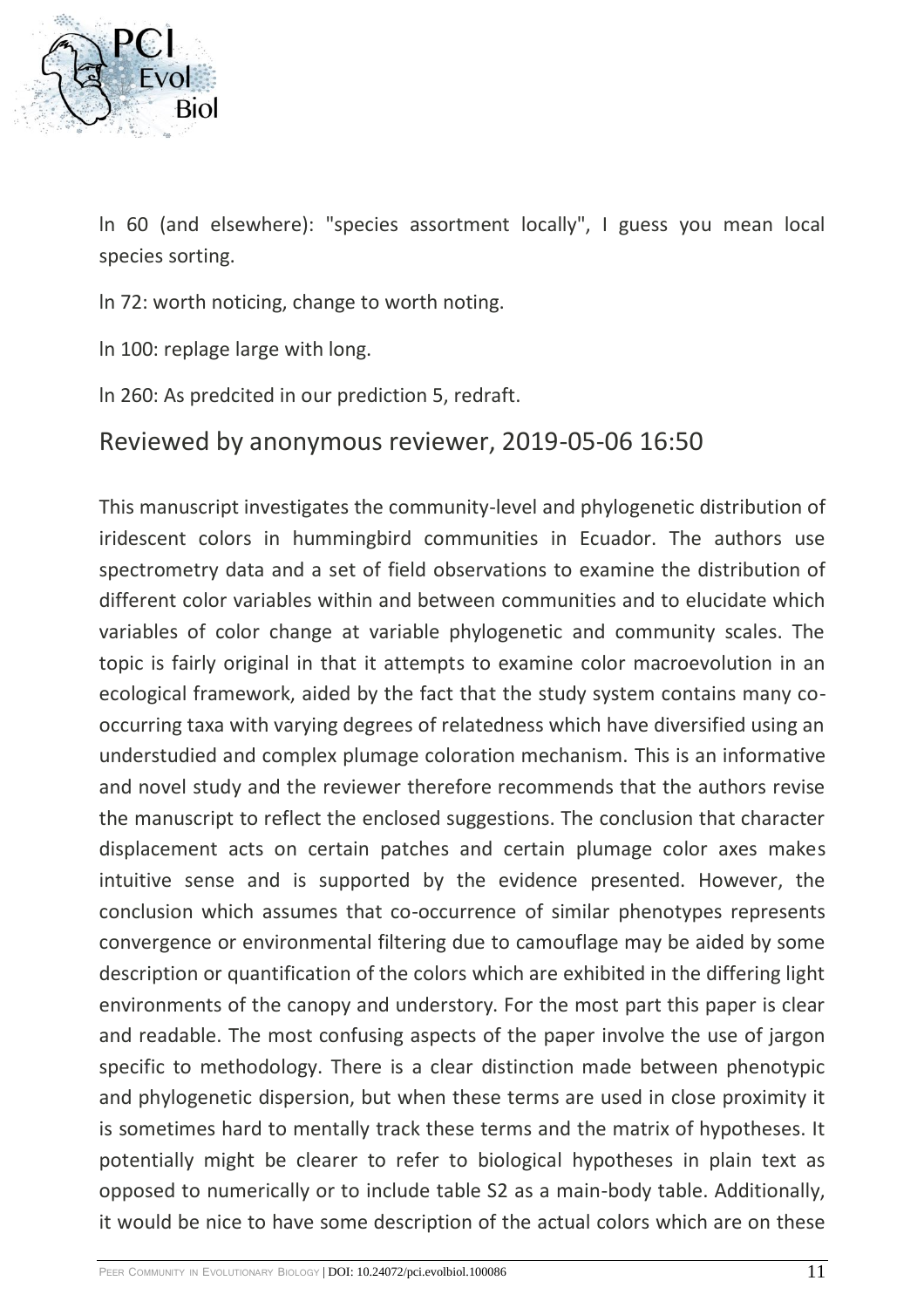ln 60 (and elsewhere): "species assortment locally", I guess you mean local species sorting.

ln 72: worth noticing, change to worth noting.

ln 100: replage large with long.

ln 260: As predcited in our prediction 5, redraft.

## Reviewed by anonymous reviewer, 2019-05-06 16:50

This manuscript investigates the community-level and phylogenetic distribution of iridescent colors in hummingbird communities in Ecuador. The authors use spectrometry data and a set of field observations to examine the distribution of different color variables within and between communities and to elucidate which variables of color change at variable phylogenetic and community scales. The topic is fairly original in that it attempts to examine color macroevolution in an ecological framework, aided by the fact that the study system contains many co-occurring taxa with varying degrees of relatedness which have diversified using an understudied and complex plumage coloration mechanism. This is an informative and novel study and the reviewer therefore recommends that the authors revise the manuscript to reflect the enclosed suggestions. The conclusion that character displacement acts on certain patches and certain plumage color axes makes intuitive sense and is supported by the evidence presented. However, the conclusion which assumes that co-occurrence of similar phenotypes represents convergence or environmental filtering due to camouflage may be aided by some description or quantification of the colors which are exhibited in the differing light environments of the canopy and understory. For the most part this paper is clear and readable. The most confusing aspects of the paper involve the use of jargon specific to methodology. There is a clear distinction made between phenotypic and phylogenetic dispersion, but when these terms are used in close proximity it is sometimes hard to mentally track these terms and the matrix of hypotheses. It potentially might be clearer to refer to biological hypotheses in plain text as opposed to numerically or to include table S2 as a main-body table. Additionally, it would be nice to have some description of the actual colors which are on these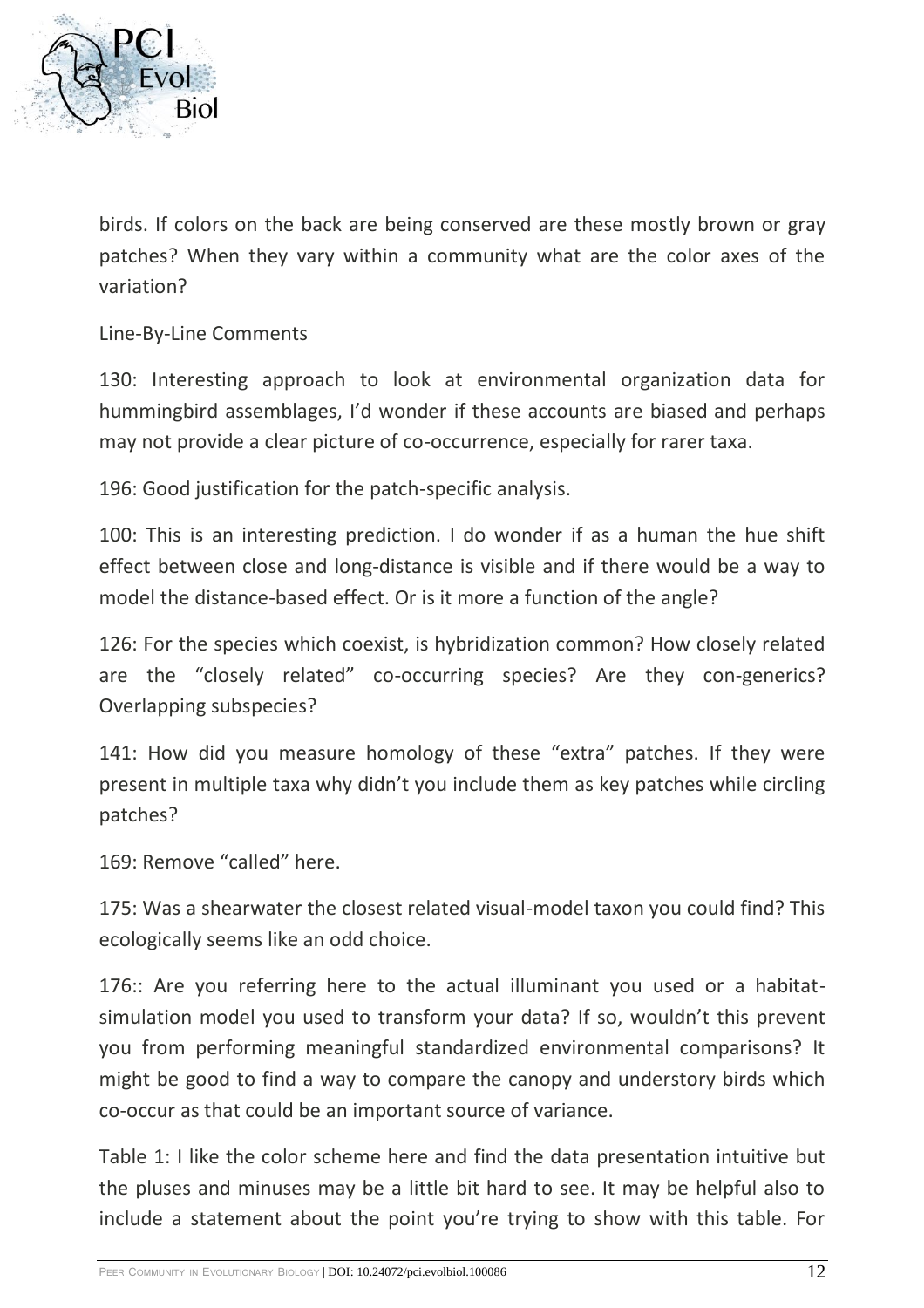birds. If colors on the back are being conserved are these mostly brown or gray patches? When they vary within a community what are the color axes of the variation?

Line-By-Line Comments

130: Interesting approach to look at environmental organization data for hummingbird assemblages, I'd wonder if these accounts are biased and perhaps may not provide a clear picture of co-occurrence, especially for rarer taxa.

196: Good justification for the patch-specific analysis.

100: This is an interesting prediction. I do wonder if as a human the hue shift effect between close and long-distance is visible and if there would be a way to model the distance-based effect. Or is it more a function of the angle?

126: For the species which coexist, is hybridization common? How closely related are the "closely related" co-occurring species? Are they con-generics? Overlapping subspecies?

141: How did you measure homology of these "extra" patches. If they were present in multiple taxa why didn't you include them as key patches while circling patches?

169: Remove "called" here.

175: Was a shearwater the closest related visual-model taxon you could find? This ecologically seems like an odd choice.

176:: Are you referring here to the actual illuminant you used or a habitat-simulation model you used to transform your data? If so, wouldn't this prevent you from performing meaningful standardized environmental comparisons? It might be good to find a way to compare the canopy and understory birds which co-occur as that could be an important source of variance.

Table 1: I like the color scheme here and find the data presentation intuitive but the pluses and minuses may be a little bit hard to see. It may be helpful also to include a statement about the point you're trying to show with this table. For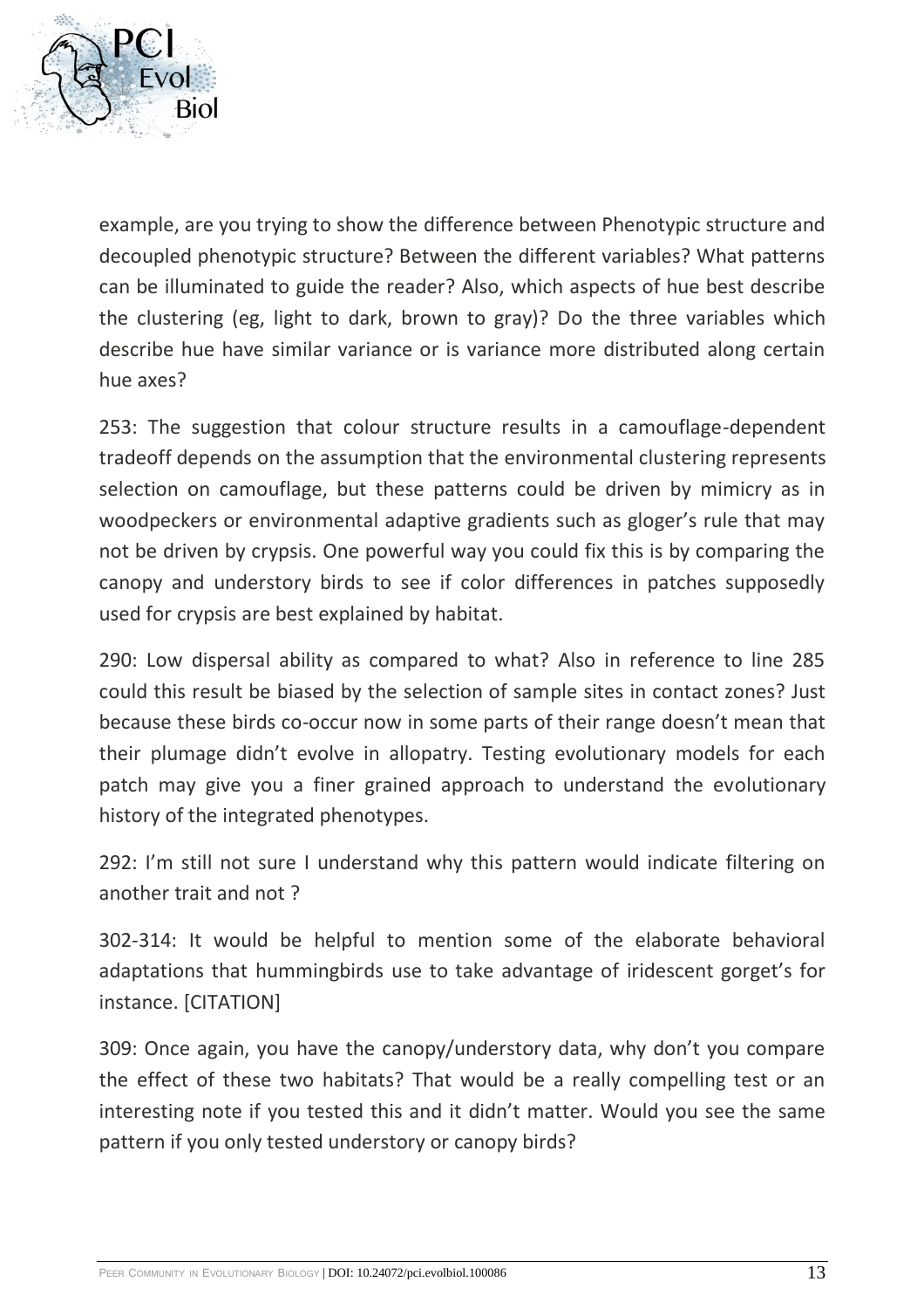example, are you trying to show the difference between Phenotypic structure and decoupled phenotypic structure? Between the different variables? What patterns can be illuminated to guide the reader? Also, which aspects of hue best describe the clustering (eg, light to dark, brown to gray)? Do the three variables which describe hue have similar variance or is variance more distributed along certain hue axes?

253: The suggestion that colour structure results in a camouflage-dependent tradeoff depends on the assumption that the environmental clustering represents selection on camouflage, but these patterns could be driven by mimicry as in woodpeckers or environmental adaptive gradients such as gloger's rule that may not be driven by crypsis. One powerful way you could fix this is by comparing the canopy and understory birds to see if color differences in patches supposedly used for crypsis are best explained by habitat.

290: Low dispersal ability as compared to what? Also in reference to line 285 could this result be biased by the selection of sample sites in contact zones? Just because these birds co-occur now in some parts of their range doesn't mean that their plumage didn't evolve in allopatry. Testing evolutionary models for each patch may give you a finer grained approach to understand the evolutionary history of the integrated phenotypes.

292: I'm still not sure I understand why this pattern would indicate filtering on another trait and not ?

302-314: It would be helpful to mention some of the elaborate behavioral adaptations that hummingbirds use to take advantage of iridescent gorget's for instance. [CITATION]

309: Once again, you have the canopy/understory data, why don't you compare the effect of these two habitats? That would be a really compelling test or an interesting note if you tested this and it didn't matter. Would you see the same pattern if you only tested understory or canopy birds?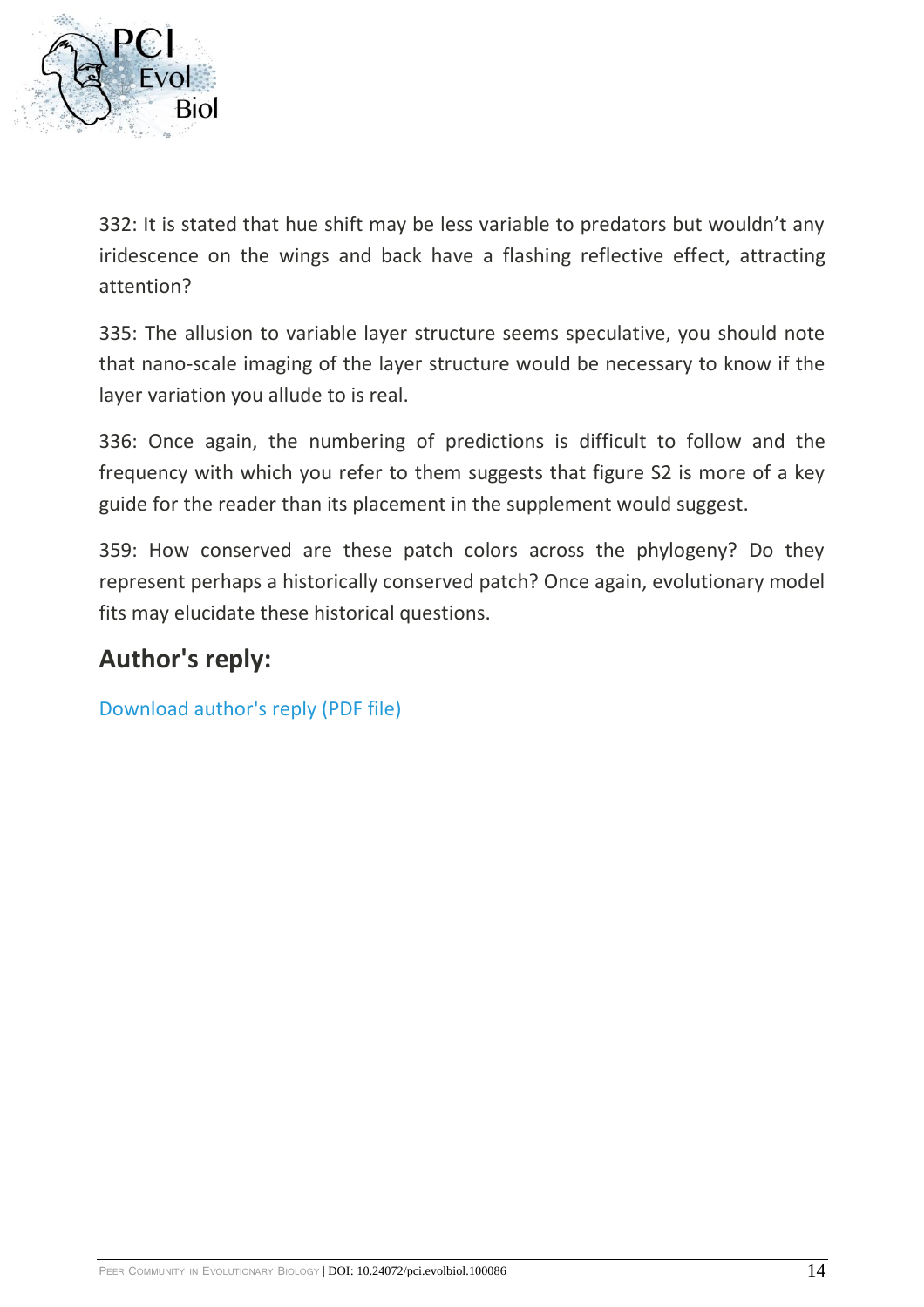332: It is stated that hue shift may be less variable to predators but wouldn't any iridescence on the wings and back have a flashing reflective effect, attracting attention?

335: The allusion to variable layer structure seems speculative, you should note that nano-scale imaging of the layer structure would be necessary to know if the layer variation you allude to is real.

336: Once again, the numbering of predictions is difficult to follow and the frequency with which you refer to them suggests that figure S2 is more of a key guide for the reader than its placement in the supplement would suggest.

359: How conserved are these patch colors across the phylogeny? Do they represent perhaps a historically conserved patch? Once again, evolutionary model fits may elucidate these historical questions.

## Author's reply:

Download author's reply (PDF file)